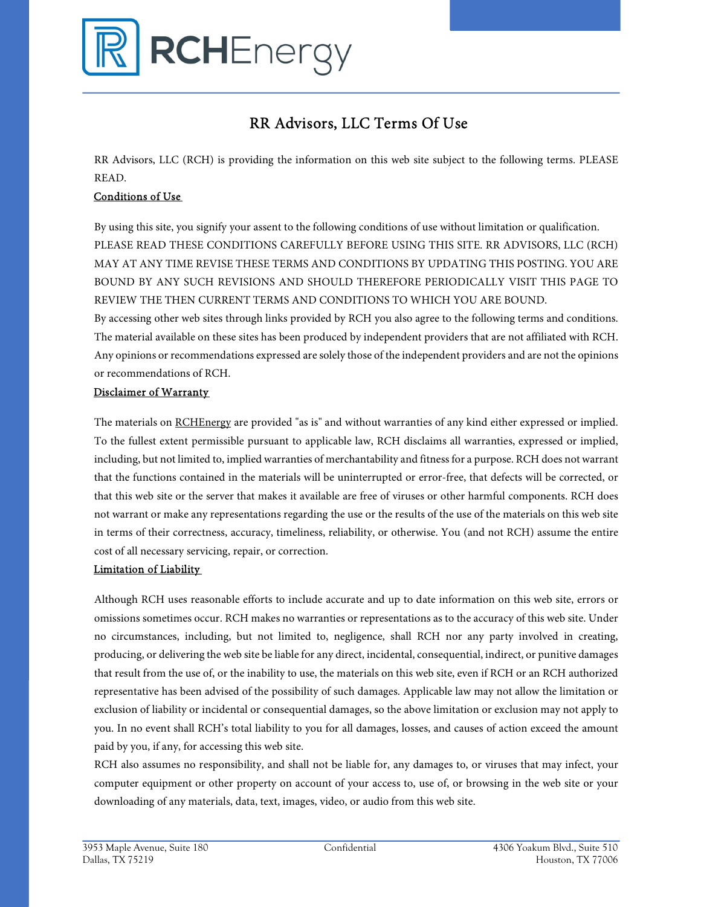# RR Advisors, LLC Terms Of Use

RR Advisors, LLC (RCH) is providing the information on this web site subject to the following terms. PLEASE READ.

## Conditions of Use

By using this site, you signify your assent to the following conditions of use without limitation or qualification. PLEASE READ THESE CONDITIONS CAREFULLY BEFORE USING THIS SITE. RR ADVISORS, LLC (RCH) MAY AT ANY TIME REVISE THESE TERMS AND CONDITIONS BY UPDATING THIS POSTING. YOU ARE BOUND BY ANY SUCH REVISIONS AND SHOULD THEREFORE PERIODICALLY VISIT THIS PAGE TO REVIEW THE THEN CURRENT TERMS AND CONDITIONS TO WHICH YOU ARE BOUND.

By accessing other web sites through links provided by RCH you also agree to the following terms and conditions. The material available on these sites has been produced by independent providers that are not affiliated with RCH. Any opinions or recommendations expressed are solely those of the independent providers and are not the opinions or recommendations of RCH.

## Disclaimer of Warranty

The materials on RCHEnergy are provided "as is" and without warranties of any kind either expressed or implied. To the fullest extent permissible pursuant to applicable law, RCH disclaims all warranties, expressed or implied, including, but not limited to, implied warranties of merchantability and fitness for a purpose. RCH does not warrant that the functions contained in the materials will be uninterrupted or error-free, that defects will be corrected, or that this web site or the server that makes it available are free of viruses or other harmful components. RCH does not warrant or make any representations regarding the use or the results of the use of the materials on this web site in terms of their correctness, accuracy, timeliness, reliability, or otherwise. You (and not RCH) assume the entire cost of all necessary servicing, repair, or correction.

## Limitation of Liability

Although RCH uses reasonable efforts to include accurate and up to date information on this web site, errors or omissions sometimes occur. RCH makes no warranties or representations as to the accuracy of this web site. Under no circumstances, including, but not limited to, negligence, shall RCH nor any party involved in creating, producing, or delivering the web site be liable for any direct, incidental, consequential, indirect, or punitive damages that result from the use of, or the inability to use, the materials on this web site, even if RCH or an RCH authorized representative has been advised of the possibility of such damages. Applicable law may not allow the limitation or exclusion of liability or incidental or consequential damages, so the above limitation or exclusion may not apply to you. In no event shall RCH's total liability to you for all damages, losses, and causes of action exceed the amount paid by you, if any, for accessing this web site.

RCH also assumes no responsibility, and shall not be liable for, any damages to, or viruses that may infect, your computer equipment or other property on account of your access to, use of, or browsing in the web site or your downloading of any materials, data, text, images, video, or audio from this web site.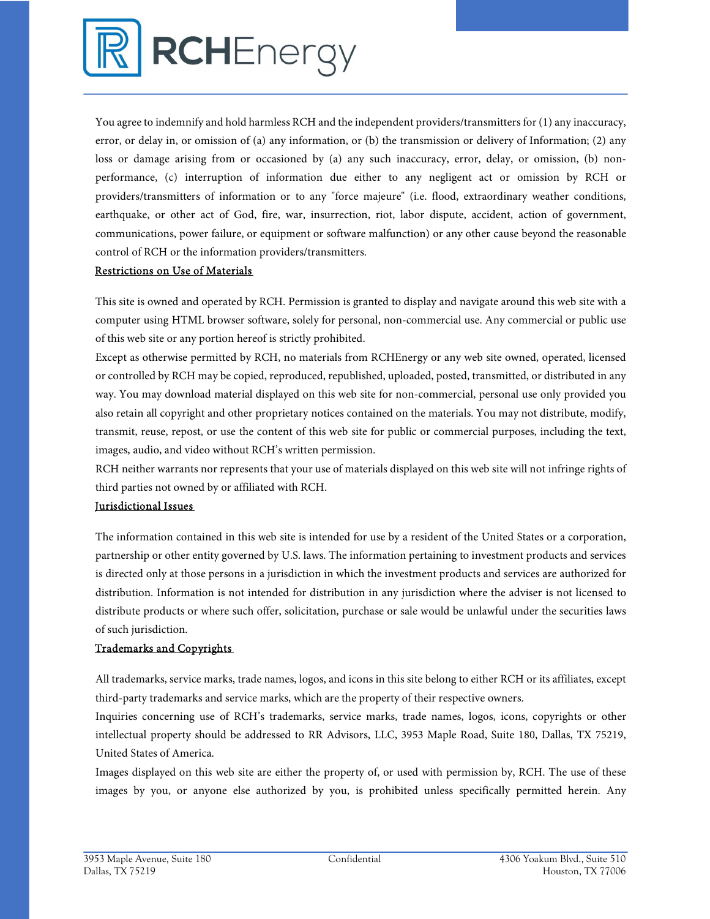You agree to indemnify and hold harmless RCH and the independent providers/transmitters for (1) any inaccuracy, error, or delay in, or omission of (a) any information, or (b) the transmission or delivery of Information; (2) any loss or damage arising from or occasioned by (a) any such inaccuracy, error, delay, or omission, (b) non-performance, (c) interruption of information due either to any negligent act or omission by RCH or providers/transmitters of information or to any "force majeure" (i.e. flood, extraordinary weather conditions, earthquake, or other act of God, fire, war, insurrection, riot, labor dispute, accident, action of government, communications, power failure, or equipment or software malfunction) or any other cause beyond the reasonable control of RCH or the information providers/transmitters.

**Restrictions on Use of Materials**

This site is owned and operated by RCH. Permission is granted to display and navigate around this web site with a computer using HTML browser software, solely for personal, non-commercial use. Any commercial or public use of this web site or any portion hereof is strictly prohibited.

Except as otherwise permitted by RCH, no materials from RCHEnergy or any web site owned, operated, licensed or controlled by RCH may be copied, reproduced, republished, uploaded, posted, transmitted, or distributed in any way. You may download material displayed on this web site for non-commercial, personal use only provided you also retain all copyright and other proprietary notices contained on the materials. You may not distribute, modify, transmit, reuse, repost, or use the content of this web site for public or commercial purposes, including the text, images, audio, and video without RCH's written permission.

RCH neither warrants nor represents that your use of materials displayed on this web site will not infringe rights of third parties not owned by or affiliated with RCH.

**Jurisdictional Issues**

The information contained in this web site is intended for use by a resident of the United States or a corporation, partnership or other entity governed by U.S. laws. The information pertaining to investment products and services is directed only at those persons in a jurisdiction in which the investment products and services are authorized for distribution. Information is not intended for distribution in any jurisdiction where the adviser is not licensed to distribute products or where such offer, solicitation, purchase or sale would be unlawful under the securities laws of such jurisdiction.

**Trademarks and Copyrights**

All trademarks, service marks, trade names, logos, and icons in this site belong to either RCH or its affiliates, except third-party trademarks and service marks, which are the property of their respective owners.

Inquiries concerning use of RCH's trademarks, service marks, trade names, logos, icons, copyrights or other intellectual property should be addressed to RR Advisors, LLC, 3953 Maple Road, Suite 180, Dallas, TX 75219, United States of America.

Images displayed on this web site are either the property of, or used with permission by, RCH. The use of these images by you, or anyone else authorized by you, is prohibited unless specifically permitted herein. Any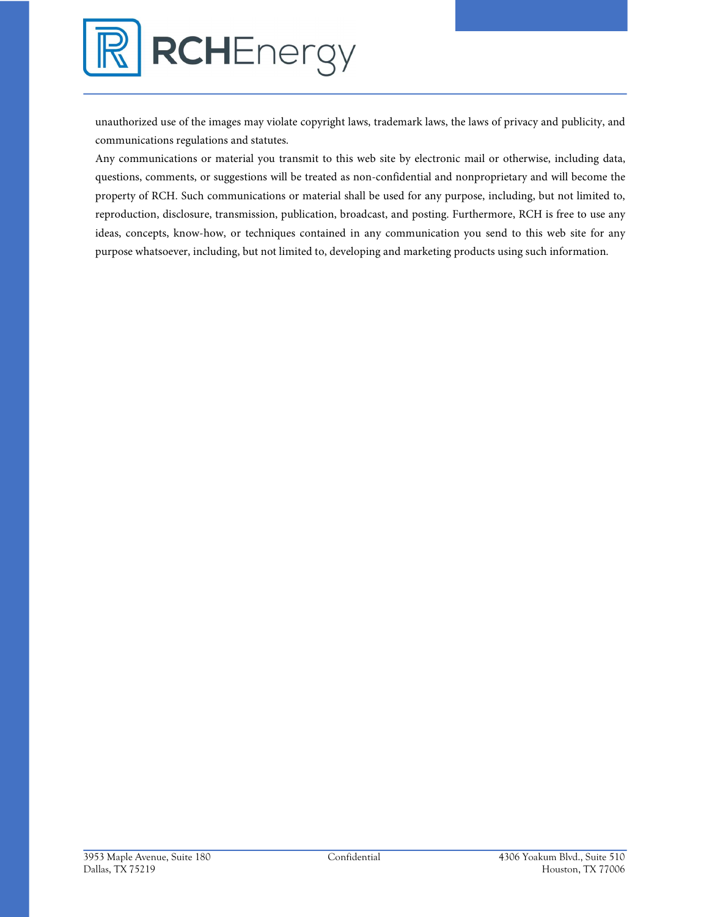unauthorized use of the images may violate copyright laws, trademark laws, the laws of privacy and publicity, and communications regulations and statutes.

Any communications or material you transmit to this web site by electronic mail or otherwise, including data, questions, comments, or suggestions will be treated as non-confidential and nonproprietary and will become the property of RCH. Such communications or material shall be used for any purpose, including, but not limited to, reproduction, disclosure, transmission, publication, broadcast, and posting. Furthermore, RCH is free to use any ideas, concepts, know-how, or techniques contained in any communication you send to this web site for any purpose whatsoever, including, but not limited to, developing and marketing products using such information.